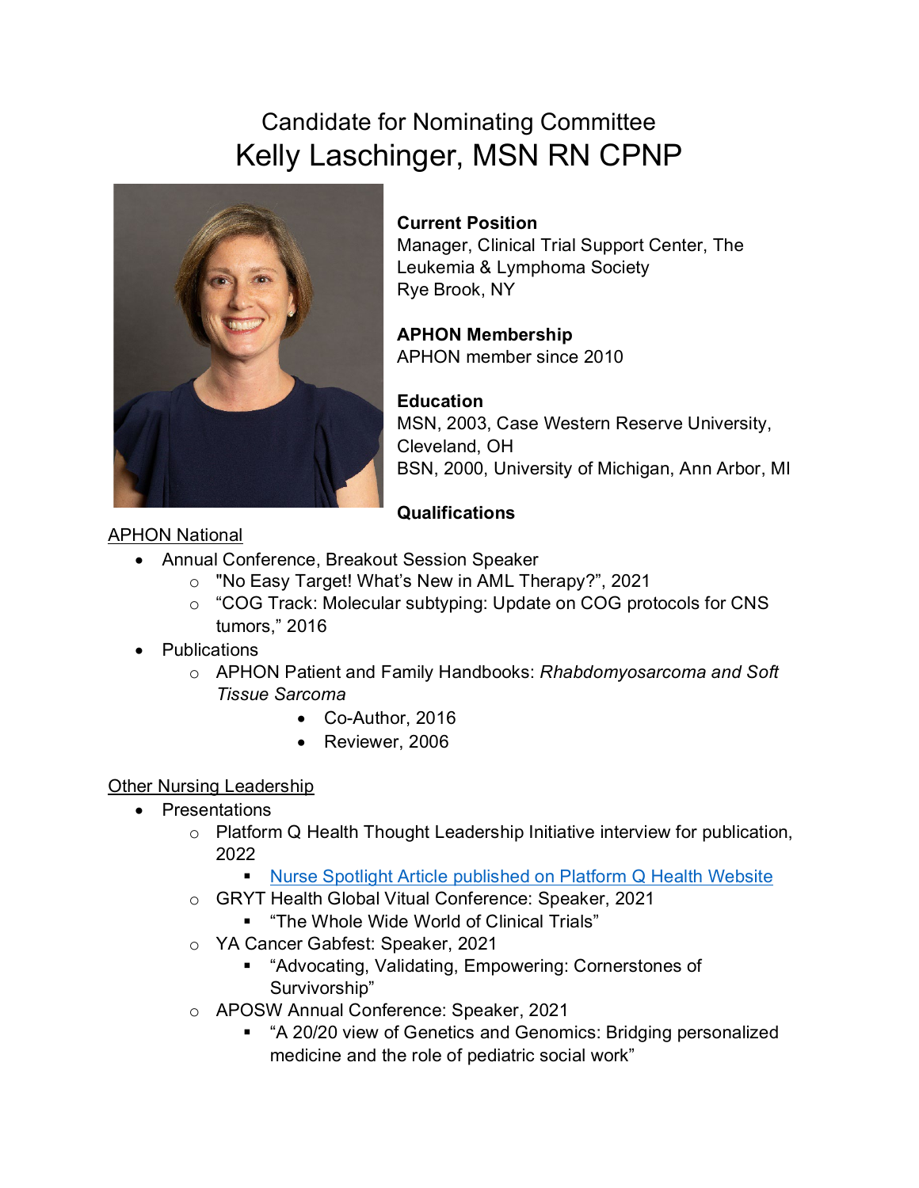# Candidate for Nominating Committee

# Kelly Laschinger, MSN RN CPNP

**Current Position**
Manager, Clinical Trial Support Center, The Leukemia & Lymphoma Society
Rye Brook, NY

**APHON Membership**
APHON member since 2010

**Education**
MSN, 2003, Case Western Reserve University, Cleveland, OH
BSN, 2000, University of Michigan, Ann Arbor, MI

**Qualifications**

<u>APHON National</u>

- Annual Conference, Breakout Session Speaker
  - "No Easy Target! What's New in AML Therapy?", 2021
  - "COG Track: Molecular subtyping: Update on COG protocols for CNS tumors," 2016
- Publications
  - APHON Patient and Family Handbooks: *Rhabdomyosarcoma and Soft Tissue Sarcoma*
    - Co-Author, 2016
    - Reviewer, 2006

<u>Other Nursing Leadership</u>

- Presentations
  - Platform Q Health Thought Leadership Initiative interview for publication, 2022
    - Nurse Spotlight Article published on Platform Q Health Website
  - GRYT Health Global Vitual Conference: Speaker, 2021
    - "The Whole Wide World of Clinical Trials"
  - YA Cancer Gabfest: Speaker, 2021
    - "Advocating, Validating, Empowering: Cornerstones of Survivorship"
  - APOSW Annual Conference: Speaker, 2021
    - "A 20/20 view of Genetics and Genomics: Bridging personalized medicine and the role of pediatric social work"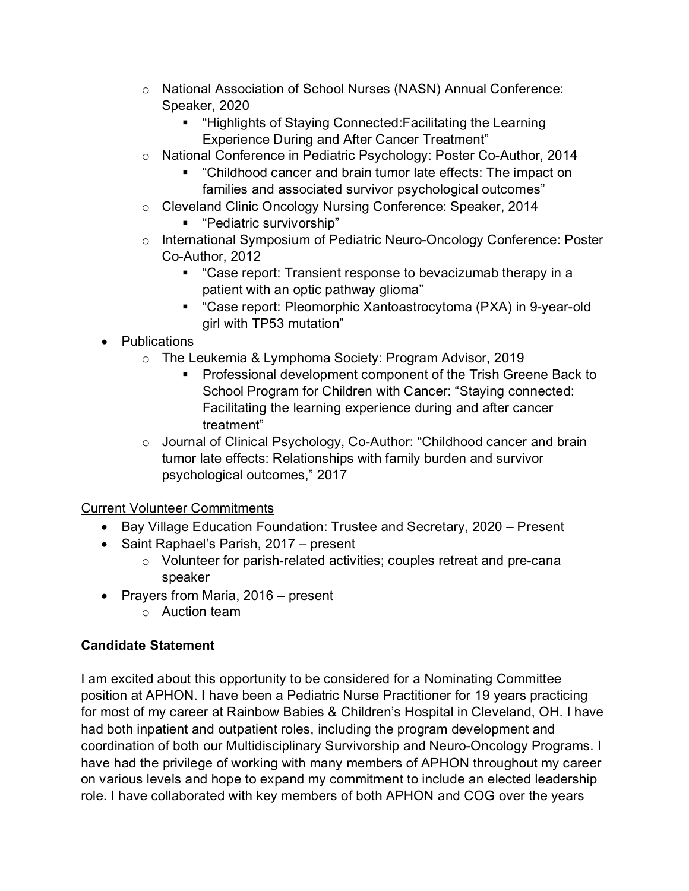- National Association of School Nurses (NASN) Annual Conference: Speaker, 2020
  - "Highlights of Staying Connected:Facilitating the Learning Experience During and After Cancer Treatment"
- National Conference in Pediatric Psychology: Poster Co-Author, 2014
  - "Childhood cancer and brain tumor late effects: The impact on families and associated survivor psychological outcomes"
- Cleveland Clinic Oncology Nursing Conference: Speaker, 2014
  - "Pediatric survivorship"
- International Symposium of Pediatric Neuro-Oncology Conference: Poster Co-Author, 2012
  - "Case report: Transient response to bevacizumab therapy in a patient with an optic pathway glioma"
  - "Case report: Pleomorphic Xantoastrocytoma (PXA) in 9-year-old girl with TP53 mutation"

- Publications
  - The Leukemia & Lymphoma Society: Program Advisor, 2019
    - Professional development component of the Trish Greene Back to School Program for Children with Cancer: "Staying connected: Facilitating the learning experience during and after cancer treatment"
  - Journal of Clinical Psychology, Co-Author: "Childhood cancer and brain tumor late effects: Relationships with family burden and survivor psychological outcomes," 2017

Current Volunteer Commitments

- Bay Village Education Foundation: Trustee and Secretary, 2020 – Present
- Saint Raphael's Parish, 2017 – present
  - Volunteer for parish-related activities; couples retreat and pre-cana speaker
- Prayers from Maria, 2016 – present
  - Auction team

**Candidate Statement**

I am excited about this opportunity to be considered for a Nominating Committee position at APHON. I have been a Pediatric Nurse Practitioner for 19 years practicing for most of my career at Rainbow Babies & Children's Hospital in Cleveland, OH. I have had both inpatient and outpatient roles, including the program development and coordination of both our Multidisciplinary Survivorship and Neuro-Oncology Programs. I have had the privilege of working with many members of APHON throughout my career on various levels and hope to expand my commitment to include an elected leadership role. I have collaborated with key members of both APHON and COG over the years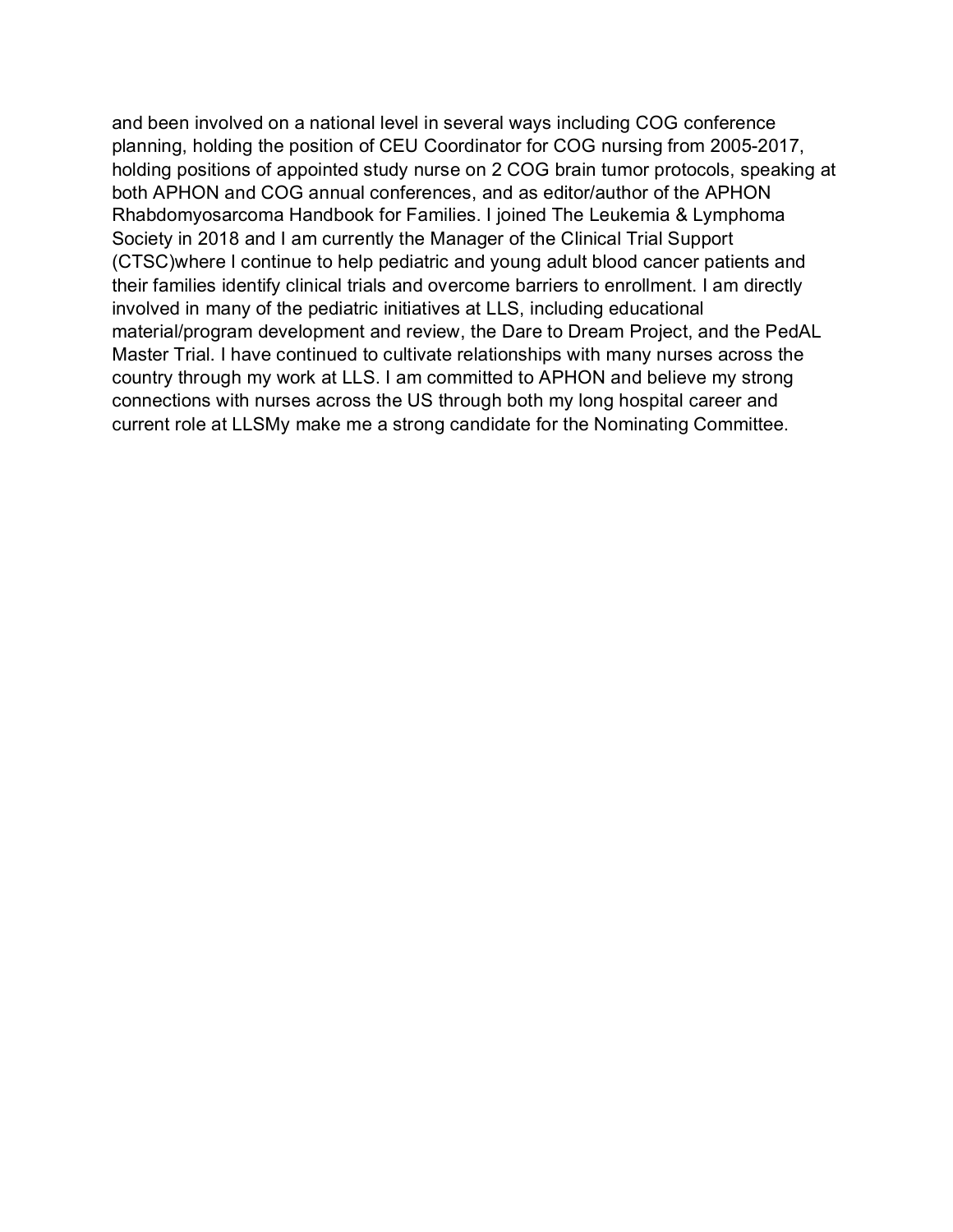and been involved on a national level in several ways including COG conference planning, holding the position of CEU Coordinator for COG nursing from 2005-2017, holding positions of appointed study nurse on 2 COG brain tumor protocols, speaking at both APHON and COG annual conferences, and as editor/author of the APHON Rhabdomyosarcoma Handbook for Families. I joined The Leukemia & Lymphoma Society in 2018 and I am currently the Manager of the Clinical Trial Support (CTSC)where I continue to help pediatric and young adult blood cancer patients and their families identify clinical trials and overcome barriers to enrollment. I am directly involved in many of the pediatric initiatives at LLS, including educational material/program development and review, the Dare to Dream Project, and the PedAL Master Trial. I have continued to cultivate relationships with many nurses across the country through my work at LLS. I am committed to APHON and believe my strong connections with nurses across the US through both my long hospital career and current role at LLSMy make me a strong candidate for the Nominating Committee.